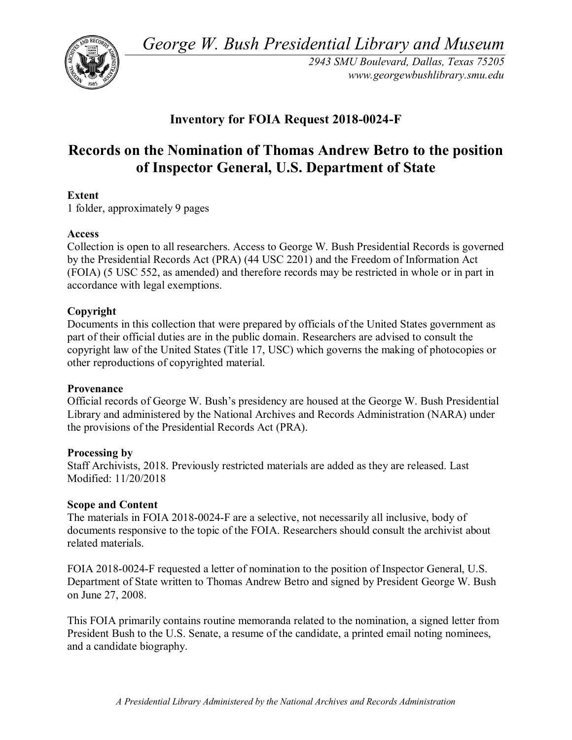*George W. Bush Presidential Library and Museum*

*2943 SMU Boulevard, Dallas, Texas 75205*
*www.georgewbushlibrary.smu.edu*

## Inventory for FOIA Request 2018-0024-F

# Records on the Nomination of Thomas Andrew Betro to the position of Inspector General, U.S. Department of State

**Extent**
1 folder, approximately 9 pages

**Access**
Collection is open to all researchers. Access to George W. Bush Presidential Records is governed by the Presidential Records Act (PRA) (44 USC 2201) and the Freedom of Information Act (FOIA) (5 USC 552, as amended) and therefore records may be restricted in whole or in part in accordance with legal exemptions.

**Copyright**
Documents in this collection that were prepared by officials of the United States government as part of their official duties are in the public domain. Researchers are advised to consult the copyright law of the United States (Title 17, USC) which governs the making of photocopies or other reproductions of copyrighted material.

**Provenance**
Official records of George W. Bush's presidency are housed at the George W. Bush Presidential Library and administered by the National Archives and Records Administration (NARA) under the provisions of the Presidential Records Act (PRA).

**Processing by**
Staff Archivists, 2018. Previously restricted materials are added as they are released. Last Modified: 11/20/2018

**Scope and Content**
The materials in FOIA 2018-0024-F are a selective, not necessarily all inclusive, body of documents responsive to the topic of the FOIA. Researchers should consult the archivist about related materials.

FOIA 2018-0024-F requested a letter of nomination to the position of Inspector General, U.S. Department of State written to Thomas Andrew Betro and signed by President George W. Bush on June 27, 2008.

This FOIA primarily contains routine memoranda related to the nomination, a signed letter from President Bush to the U.S. Senate, a resume of the candidate, a printed email noting nominees, and a candidate biography.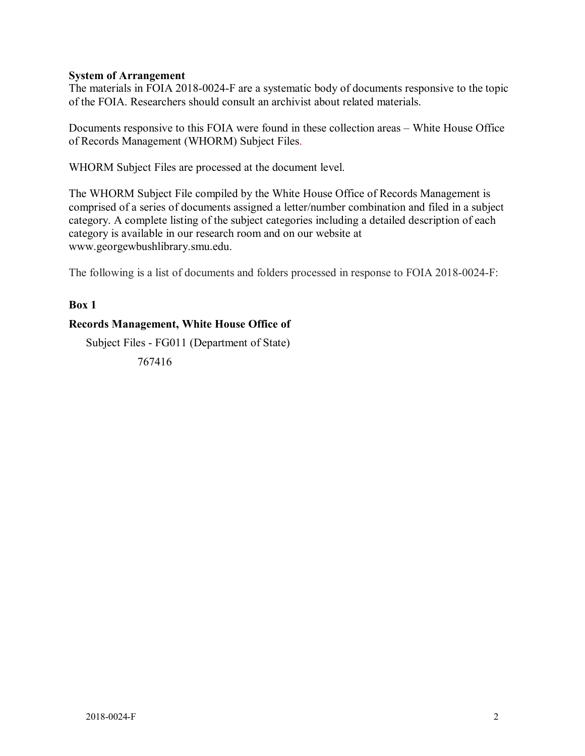**System of Arrangement**

The materials in FOIA 2018-0024-F are a systematic body of documents responsive to the topic of the FOIA. Researchers should consult an archivist about related materials.

Documents responsive to this FOIA were found in these collection areas – White House Office of Records Management (WHORM) Subject Files.

WHORM Subject Files are processed at the document level.

The WHORM Subject File compiled by the White House Office of Records Management is comprised of a series of documents assigned a letter/number combination and filed in a subject category. A complete listing of the subject categories including a detailed description of each category is available in our research room and on our website at www.georgewbushlibrary.smu.edu.

The following is a list of documents and folders processed in response to FOIA 2018-0024-F:

**Box 1**

**Records Management, White House Office of**

Subject Files - FG011 (Department of State)

767416